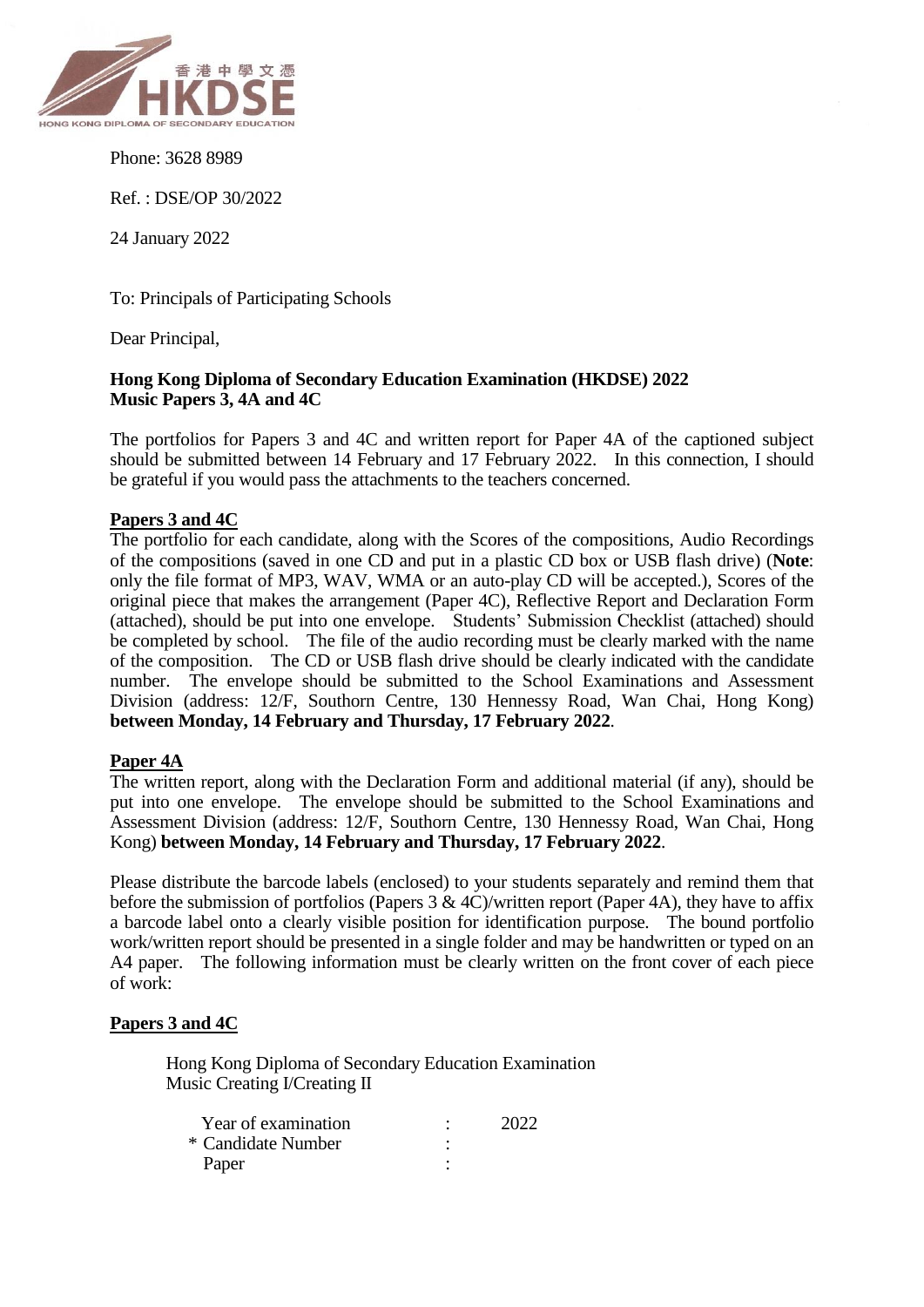香港中學文憑
HKDSE
HONG KONG DIPLOMA OF SECONDARY EDUCATION

Phone: 3628 8989

Ref. : DSE/OP 30/2022

24 January 2022

To: Principals of Participating Schools

Dear Principal,

**Hong Kong Diploma of Secondary Education Examination (HKDSE) 2022**
**Music Papers 3, 4A and 4C**

The portfolios for Papers 3 and 4C and written report for Paper 4A of the captioned subject should be submitted between 14 February and 17 February 2022. In this connection, I should be grateful if you would pass the attachments to the teachers concerned.

**Papers 3 and 4C**

The portfolio for each candidate, along with the Scores of the compositions, Audio Recordings of the compositions (saved in one CD and put in a plastic CD box or USB flash drive) (**Note**: only the file format of MP3, WAV, WMA or an auto-play CD will be accepted.), Scores of the original piece that makes the arrangement (Paper 4C), Reflective Report and Declaration Form (attached), should be put into one envelope. Students' Submission Checklist (attached) should be completed by school. The file of the audio recording must be clearly marked with the name of the composition. The CD or USB flash drive should be clearly indicated with the candidate number. The envelope should be submitted to the School Examinations and Assessment Division (address: 12/F, Southorn Centre, 130 Hennessy Road, Wan Chai, Hong Kong) **between Monday, 14 February and Thursday, 17 February 2022**.

**Paper 4A**

The written report, along with the Declaration Form and additional material (if any), should be put into one envelope. The envelope should be submitted to the School Examinations and Assessment Division (address: 12/F, Southorn Centre, 130 Hennessy Road, Wan Chai, Hong Kong) **between Monday, 14 February and Thursday, 17 February 2022**.

Please distribute the barcode labels (enclosed) to your students separately and remind them that before the submission of portfolios (Papers 3 & 4C)/written report (Paper 4A), they have to affix a barcode label onto a clearly visible position for identification purpose. The bound portfolio work/written report should be presented in a single folder and may be handwritten or typed on an A4 paper. The following information must be clearly written on the front cover of each piece of work:

**Papers 3 and 4C**

Hong Kong Diploma of Secondary Education Examination
Music Creating I/Creating II

| | | |
|---|---|---|
| Year of examination | : | 2022 |
| * Candidate Number | : | |
| Paper | : | |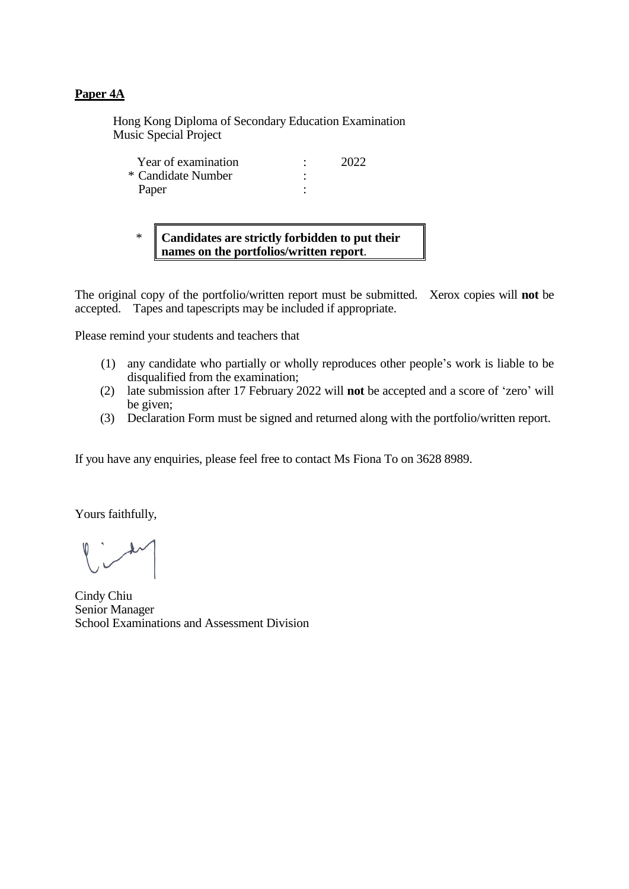**Paper 4A**

Hong Kong Diploma of Secondary Education Examination
Music Special Project

| | | |
|---|---|---|
| Year of examination | : | 2022 |
| * Candidate Number | : | |
| Paper | : | |

\* **Candidates are strictly forbidden to put their names on the portfolios/written report**.

The original copy of the portfolio/written report must be submitted. Xerox copies will **not** be accepted. Tapes and tapescripts may be included if appropriate.

Please remind your students and teachers that

(1) any candidate who partially or wholly reproduces other people's work is liable to be disqualified from the examination;
(2) late submission after 17 February 2022 will **not** be accepted and a score of 'zero' will be given;
(3) Declaration Form must be signed and returned along with the portfolio/written report.

If you have any enquiries, please feel free to contact Ms Fiona To on 3628 8989.

Yours faithfully,

Cindy Chiu
Senior Manager
School Examinations and Assessment Division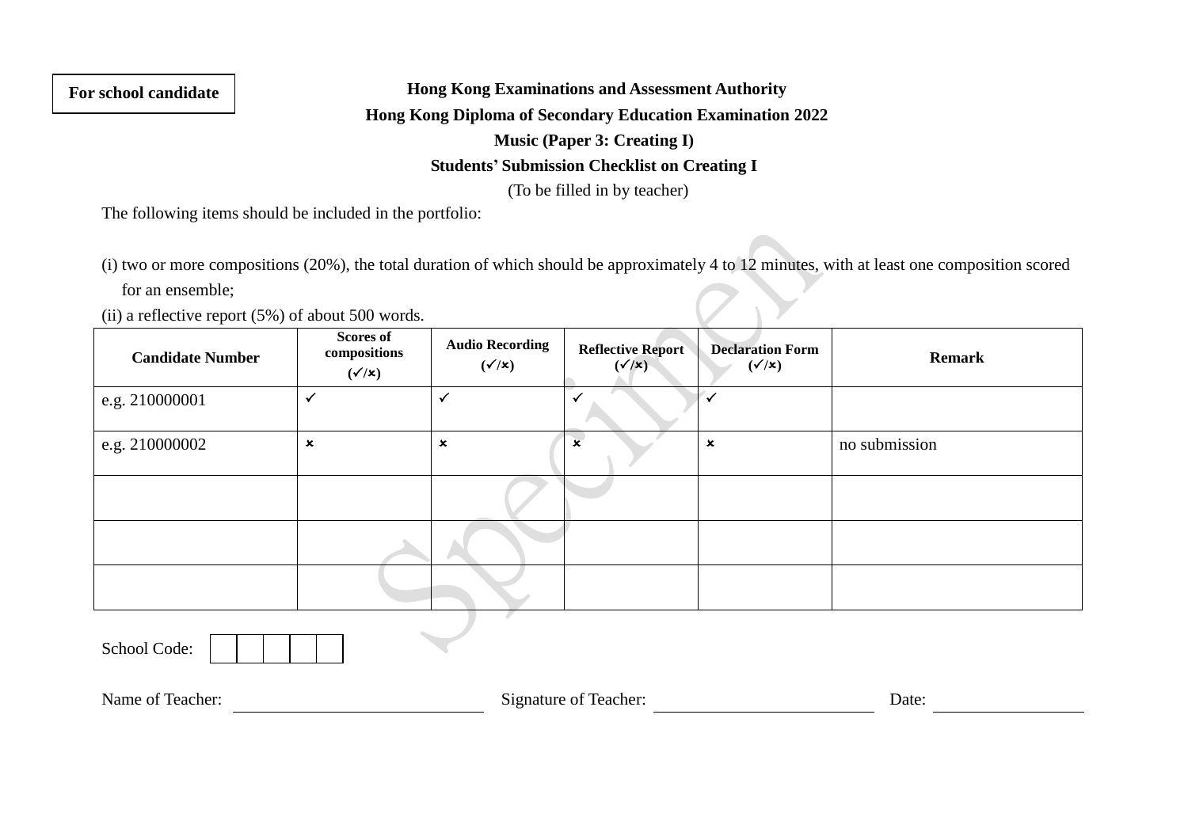**For school candidate**

**Hong Kong Examinations and Assessment Authority**

**Hong Kong Diploma of Secondary Education Examination 2022**

**Music (Paper 3: Creating I)**

**Students' Submission Checklist on Creating I**

(To be filled in by teacher)

The following items should be included in the portfolio:

(i) two or more compositions (20%), the total duration of which should be approximately 4 to 12 minutes, with at least one composition scored for an ensemble;

(ii) a reflective report (5%) of about 500 words.

| Candidate Number | Scores of compositions (✓/✗) | Audio Recording (✓/✗) | Reflective Report (✓/✗) | Declaration Form (✓/✗) | Remark |
|---|---|---|---|---|---|
| e.g. 210000001 | ✓ | ✓ | ✓ | ✓ | |
| e.g. 210000002 | ✗ | ✗ | ✗ | ✗ | no submission |
| | | | | | |
| | | | | | |
| | | | | | |

School Code: ☐☐☐☐☐

Name of Teacher: ____________________ Signature of Teacher: ____________________ Date: ____________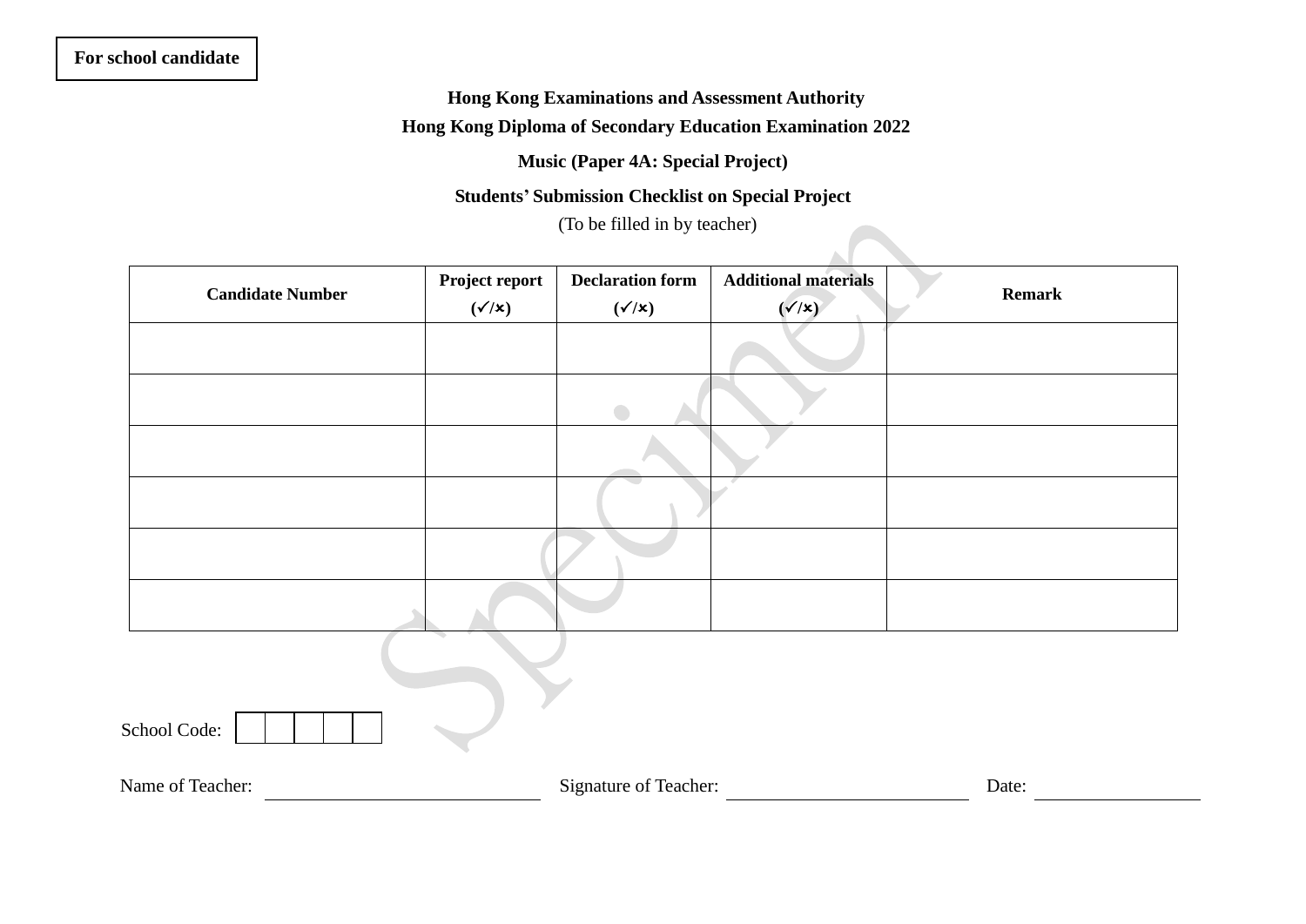**For school candidate**

**Hong Kong Examinations and Assessment Authority**

**Hong Kong Diploma of Secondary Education Examination 2022**

**Music (Paper 4A: Special Project)**

**Students' Submission Checklist on Special Project**

(To be filled in by teacher)

| **Candidate Number** | **Project report (✓/×)** | **Declaration form (✓/×)** | **Additional materials (✓/×)** | **Remark** |
|---|---|---|---|---|
| | | | | |
| | | | | |
| | | | | |
| | | | | |
| | | | | |
| | | | | |

School Code: ☐☐☐☐☐

Name of Teacher: ____________________ Signature of Teacher: ____________________ Date: ____________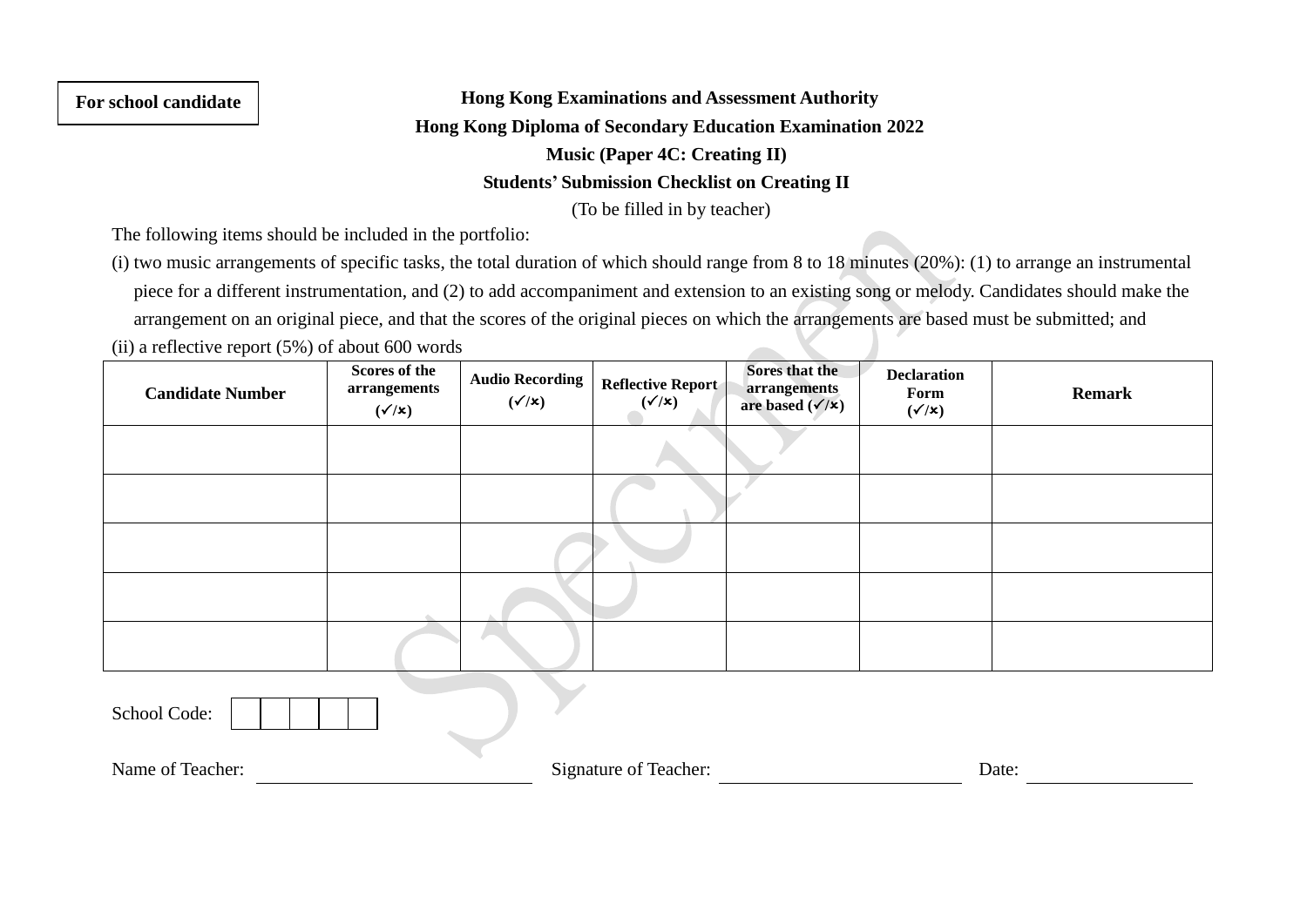**For school candidate**

**Hong Kong Examinations and Assessment Authority**

**Hong Kong Diploma of Secondary Education Examination 2022**

**Music (Paper 4C: Creating II)**

**Students' Submission Checklist on Creating II**

(To be filled in by teacher)

The following items should be included in the portfolio:

(i) two music arrangements of specific tasks, the total duration of which should range from 8 to 18 minutes (20%): (1) to arrange an instrumental piece for a different instrumentation, and (2) to add accompaniment and extension to an existing song or melody. Candidates should make the arrangement on an original piece, and that the scores of the original pieces on which the arrangements are based must be submitted; and

(ii) a reflective report (5%) of about 600 words

| Candidate Number | Scores of the arrangements (✓/✗) | Audio Recording (✓/✗) | Reflective Report (✓/✗) | Sores that the arrangements are based (✓/✗) | Declaration Form (✓/✗) | Remark |
|---|---|---|---|---|---|---|
| | | | | | | |
| | | | | | | |
| | | | | | | |
| | | | | | | |
| | | | | | | |

School Code: | | | | | |

Name of Teacher: ____________________ Signature of Teacher: ____________________ Date: ____________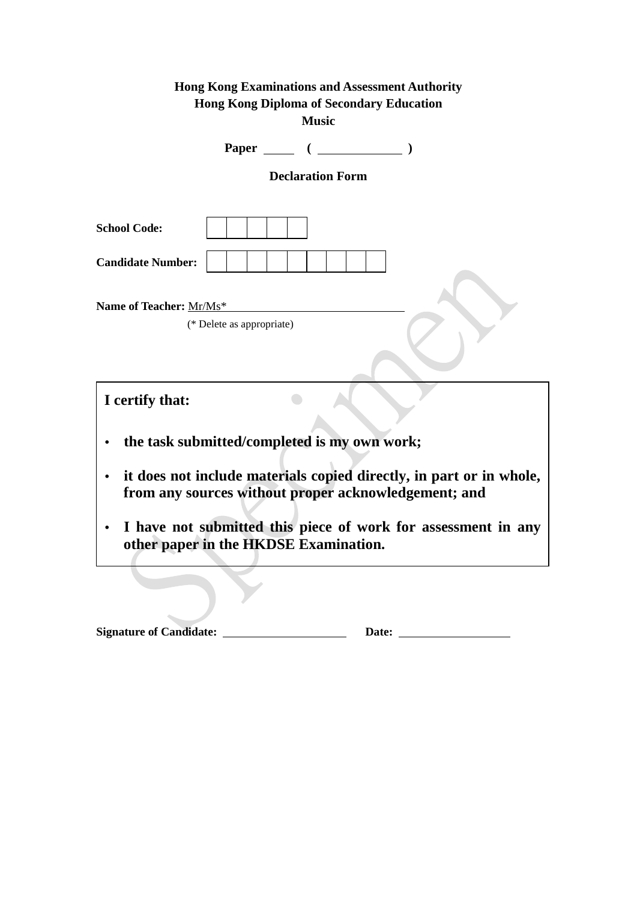**Hong Kong Examinations and Assessment Authority**
**Hong Kong Diploma of Secondary Education**
**Music**

**Paper _____ ( ____________ )**

**Declaration Form**

**School Code:** | | | | | |

**Candidate Number:** | | | | | | | | | |

**Name of Teacher:** Mr/Ms* ______________________________
(* Delete as appropriate)

**I certify that:**

- **the task submitted/completed is my own work;**
- **it does not include materials copied directly, in part or in whole, from any sources without proper acknowledgement; and**
- **I have not submitted this piece of work for assessment in any other paper in the HKDSE Examination.**

**Signature of Candidate:** ____________________ **Date:** __________________